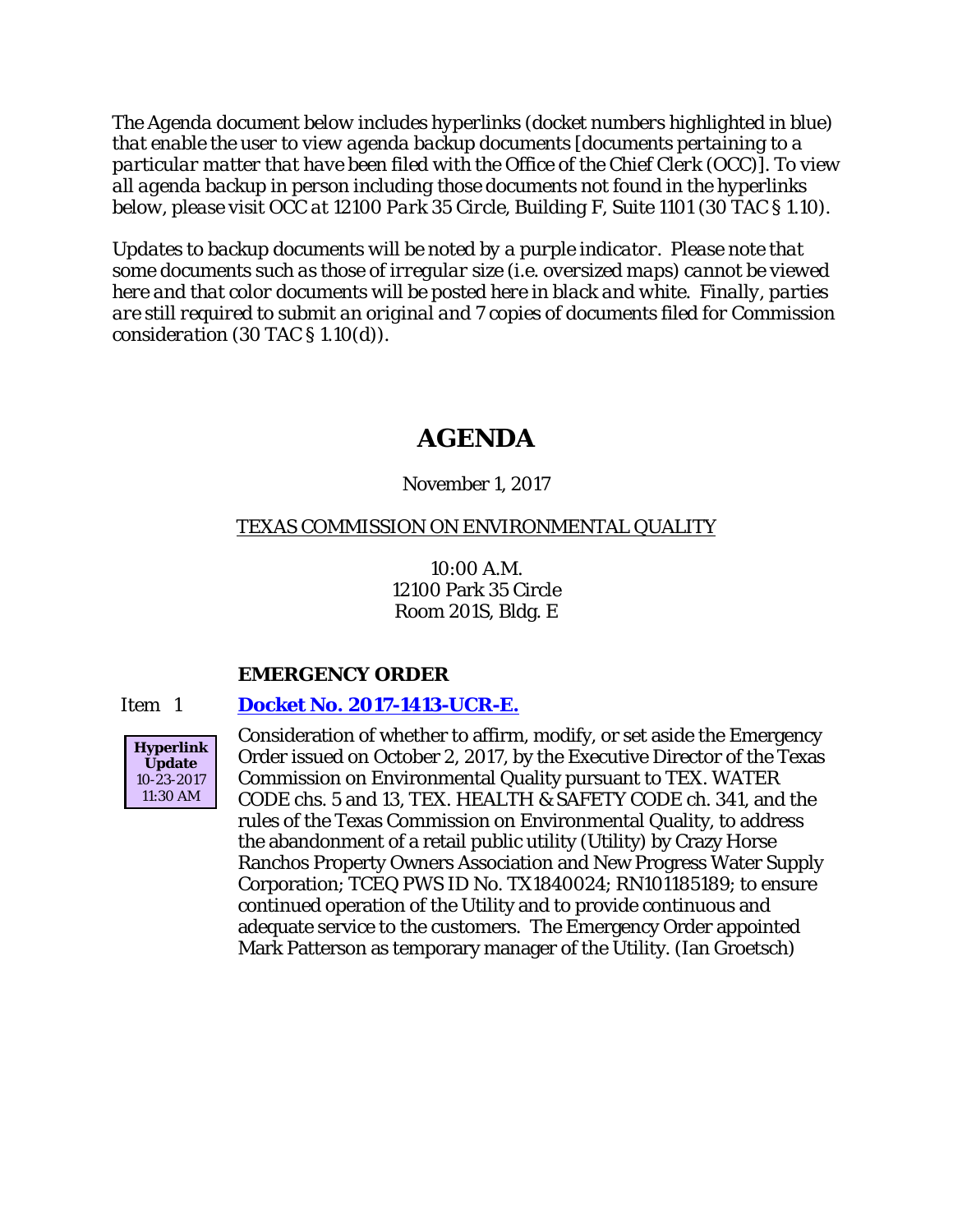*The Agenda document below includes hyperlinks (docket numbers highlighted in blue) that enable the user to view agenda backup documents [documents pertaining to a particular matter that have been filed with the Office of the Chief Clerk (OCC)]. To view all agenda backup in person including those documents not found in the hyperlinks below, please visit OCC at 12100 Park 35 Circle, Building F, Suite 1101 (30 TAC § 1.10).*

*Updates to backup documents will be noted by a purple indicator. Please note that some documents such as those of irregular size (i.e. oversized maps) cannot be viewed here and that color documents will be posted here in black and white. Finally, parties are still required to submit an original and 7 copies of documents filed for Commission consideration (30 TAC § 1.10(d)).*

# AGENDA

November 1, 2017

TEXAS COMMISSION ON ENVIRONMENTAL QUALITY

10:00 A.M.
12100 Park 35 Circle
Room 201S, Bldg. E

### EMERGENCY ORDER

Item 1 **Docket No. 2017-1413-UCR-E.**

**Hyperlink Update** 10-23-2017 11:30 AM

Consideration of whether to affirm, modify, or set aside the Emergency Order issued on October 2, 2017, by the Executive Director of the Texas Commission on Environmental Quality pursuant to TEX. WATER CODE chs. 5 and 13, TEX. HEALTH & SAFETY CODE ch. 341, and the rules of the Texas Commission on Environmental Quality, to address the abandonment of a retail public utility (Utility) by Crazy Horse Ranchos Property Owners Association and New Progress Water Supply Corporation; TCEQ PWS ID No. TX1840024; RN101185189; to ensure continued operation of the Utility and to provide continuous and adequate service to the customers. The Emergency Order appointed Mark Patterson as temporary manager of the Utility. (Ian Groetsch)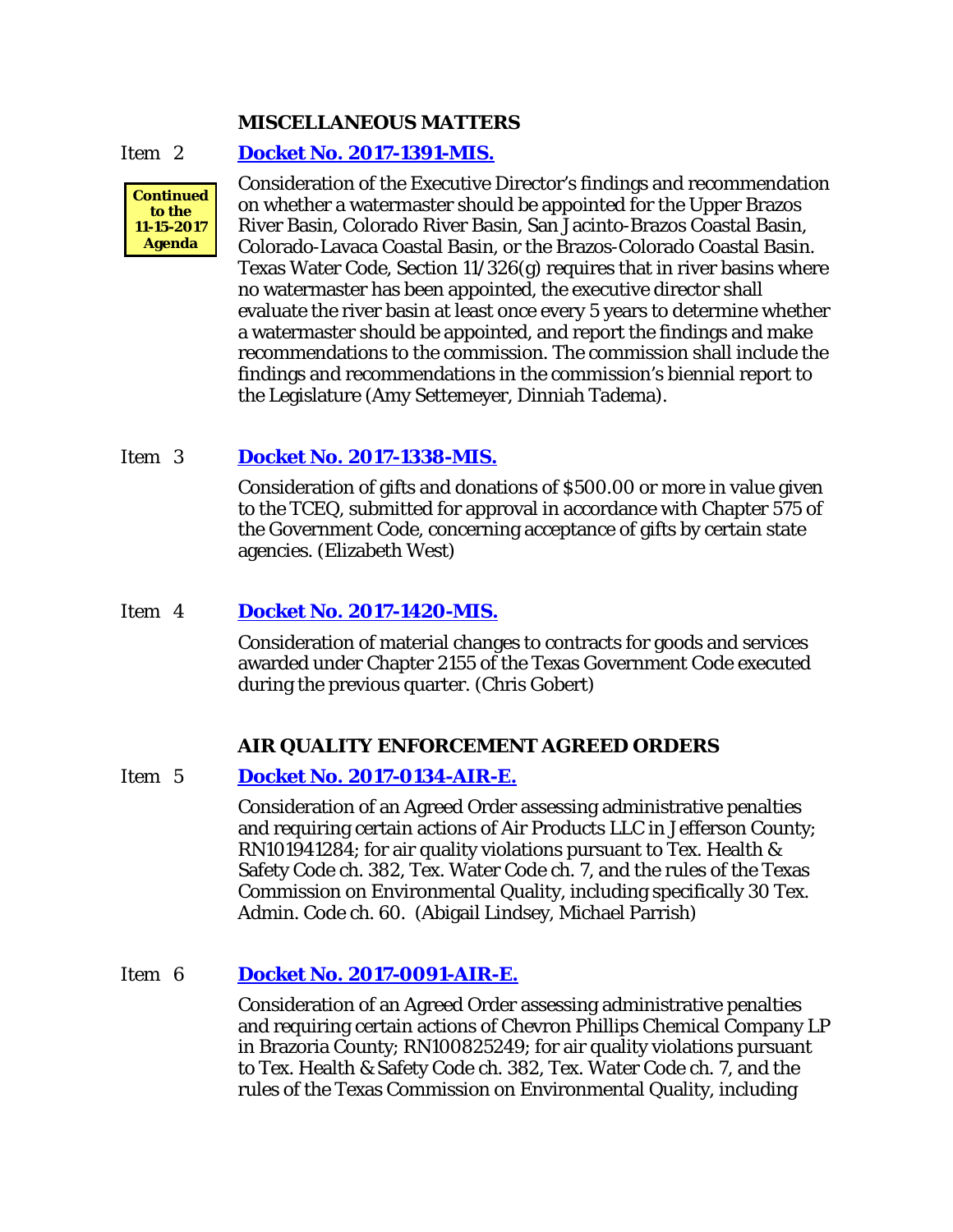## MISCELLANEOUS MATTERS

Item 2 **Docket No. 2017-1391-MIS.**

**Continued to the 11-15-2017 Agenda**

Consideration of the Executive Director's findings and recommendation on whether a watermaster should be appointed for the Upper Brazos River Basin, Colorado River Basin, San Jacinto-Brazos Coastal Basin, Colorado-Lavaca Coastal Basin, or the Brazos-Colorado Coastal Basin. Texas Water Code, Section 11/326(g) requires that in river basins where no watermaster has been appointed, the executive director shall evaluate the river basin at least once every 5 years to determine whether a watermaster should be appointed, and report the findings and make recommendations to the commission. The commission shall include the findings and recommendations in the commission's biennial report to the Legislature (Amy Settemeyer, Dinniah Tadema).

Item 3 **Docket No. 2017-1338-MIS.**

Consideration of gifts and donations of $500.00 or more in value given to the TCEQ, submitted for approval in accordance with Chapter 575 of the Government Code, concerning acceptance of gifts by certain state agencies. (Elizabeth West)

Item 4 **Docket No. 2017-1420-MIS.**

Consideration of material changes to contracts for goods and services awarded under Chapter 2155 of the Texas Government Code executed during the previous quarter. (Chris Gobert)

## AIR QUALITY ENFORCEMENT AGREED ORDERS

Item 5 **Docket No. 2017-0134-AIR-E.**

Consideration of an Agreed Order assessing administrative penalties and requiring certain actions of Air Products LLC in Jefferson County; RN101941284; for air quality violations pursuant to Tex. Health & Safety Code ch. 382, Tex. Water Code ch. 7, and the rules of the Texas Commission on Environmental Quality, including specifically 30 Tex. Admin. Code ch. 60. (Abigail Lindsey, Michael Parrish)

Item 6 **Docket No. 2017-0091-AIR-E.**

Consideration of an Agreed Order assessing administrative penalties and requiring certain actions of Chevron Phillips Chemical Company LP in Brazoria County; RN100825249; for air quality violations pursuant to Tex. Health & Safety Code ch. 382, Tex. Water Code ch. 7, and the rules of the Texas Commission on Environmental Quality, including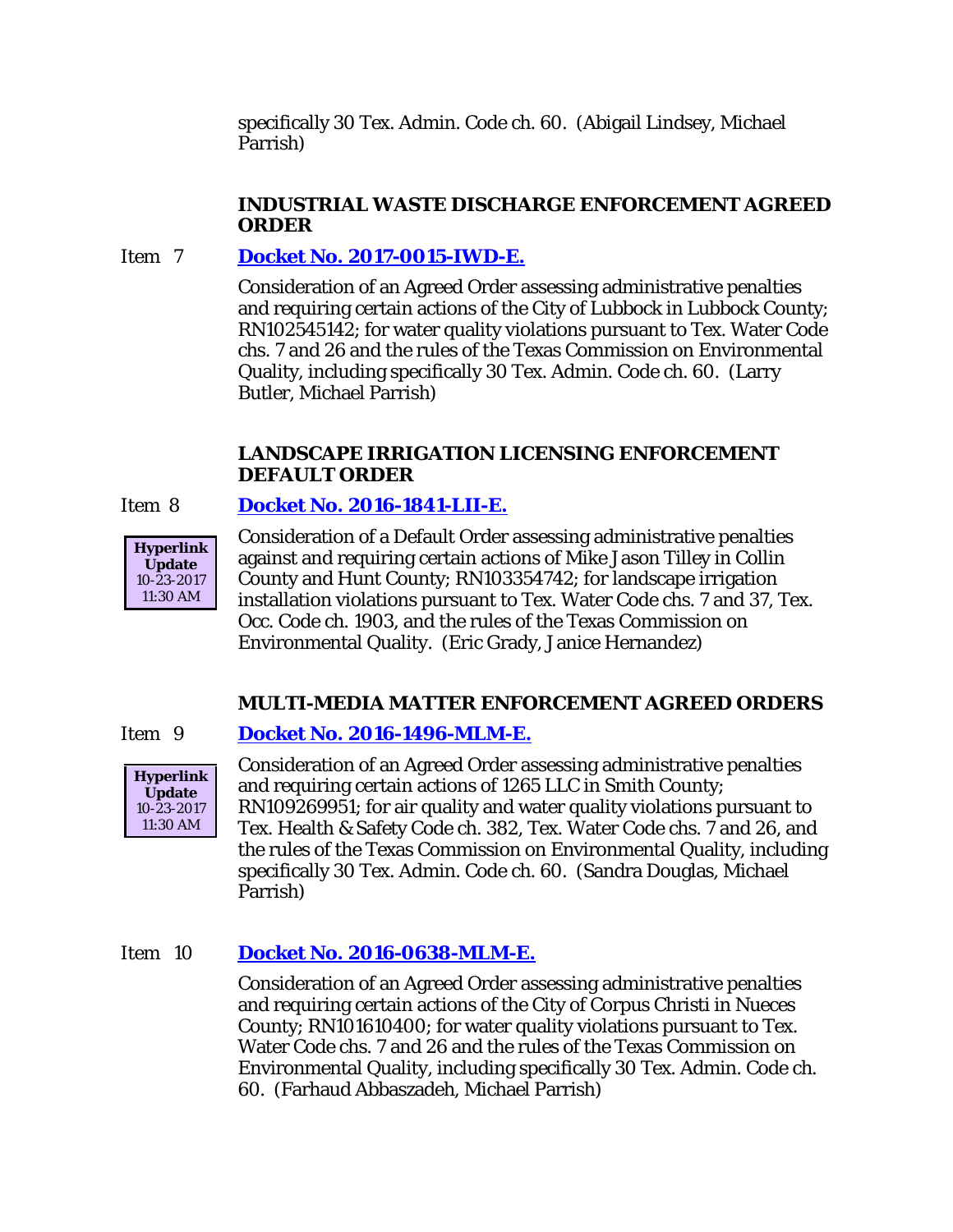specifically 30 Tex. Admin. Code ch. 60. (Abigail Lindsey, Michael Parrish)

### INDUSTRIAL WASTE DISCHARGE ENFORCEMENT AGREED ORDER

Item 7 **Docket No. 2017-0015-IWD-E.**

Consideration of an Agreed Order assessing administrative penalties and requiring certain actions of the City of Lubbock in Lubbock County; RN102545142; for water quality violations pursuant to Tex. Water Code chs. 7 and 26 and the rules of the Texas Commission on Environmental Quality, including specifically 30 Tex. Admin. Code ch. 60. (Larry Butler, Michael Parrish)

### LANDSCAPE IRRIGATION LICENSING ENFORCEMENT DEFAULT ORDER

Item 8 **Docket No. 2016-1841-LII-E.**

**Hyperlink Update** 10-23-2017 11:30 AM

Consideration of a Default Order assessing administrative penalties against and requiring certain actions of Mike Jason Tilley in Collin County and Hunt County; RN103354742; for landscape irrigation installation violations pursuant to Tex. Water Code chs. 7 and 37, Tex. Occ. Code ch. 1903, and the rules of the Texas Commission on Environmental Quality. (Eric Grady, Janice Hernandez)

### MULTI-MEDIA MATTER ENFORCEMENT AGREED ORDERS

Item 9 **Docket No. 2016-1496-MLM-E.**

**Hyperlink Update** 10-23-2017 11:30 AM

Consideration of an Agreed Order assessing administrative penalties and requiring certain actions of 1265 LLC in Smith County; RN109269951; for air quality and water quality violations pursuant to Tex. Health & Safety Code ch. 382, Tex. Water Code chs. 7 and 26, and the rules of the Texas Commission on Environmental Quality, including specifically 30 Tex. Admin. Code ch. 60. (Sandra Douglas, Michael Parrish)

Item 10 **Docket No. 2016-0638-MLM-E.**

Consideration of an Agreed Order assessing administrative penalties and requiring certain actions of the City of Corpus Christi in Nueces County; RN101610400; for water quality violations pursuant to Tex. Water Code chs. 7 and 26 and the rules of the Texas Commission on Environmental Quality, including specifically 30 Tex. Admin. Code ch. 60. (Farhaud Abbaszadeh, Michael Parrish)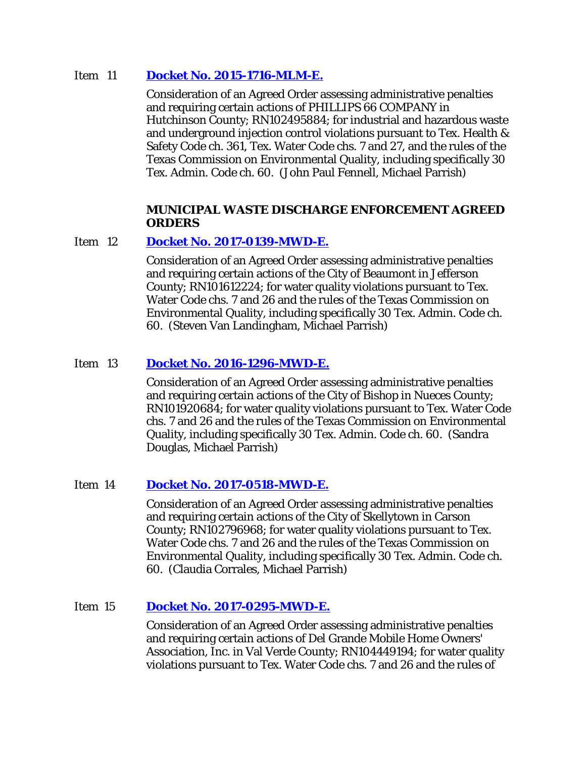Item 11 **[Docket No. 2015-1716-MLM-E.]()**

Consideration of an Agreed Order assessing administrative penalties and requiring certain actions of PHILLIPS 66 COMPANY in Hutchinson County; RN102495884; for industrial and hazardous waste and underground injection control violations pursuant to Tex. Health & Safety Code ch. 361, Tex. Water Code chs. 7 and 27, and the rules of the Texas Commission on Environmental Quality, including specifically 30 Tex. Admin. Code ch. 60. (John Paul Fennell, Michael Parrish)

**MUNICIPAL WASTE DISCHARGE ENFORCEMENT AGREED ORDERS**

Item 12 **[Docket No. 2017-0139-MWD-E.]()**

Consideration of an Agreed Order assessing administrative penalties and requiring certain actions of the City of Beaumont in Jefferson County; RN101612224; for water quality violations pursuant to Tex. Water Code chs. 7 and 26 and the rules of the Texas Commission on Environmental Quality, including specifically 30 Tex. Admin. Code ch. 60. (Steven Van Landingham, Michael Parrish)

Item 13 **[Docket No. 2016-1296-MWD-E.]()**

Consideration of an Agreed Order assessing administrative penalties and requiring certain actions of the City of Bishop in Nueces County; RN101920684; for water quality violations pursuant to Tex. Water Code chs. 7 and 26 and the rules of the Texas Commission on Environmental Quality, including specifically 30 Tex. Admin. Code ch. 60. (Sandra Douglas, Michael Parrish)

Item 14 **[Docket No. 2017-0518-MWD-E.]()**

Consideration of an Agreed Order assessing administrative penalties and requiring certain actions of the City of Skellytown in Carson County; RN102796968; for water quality violations pursuant to Tex. Water Code chs. 7 and 26 and the rules of the Texas Commission on Environmental Quality, including specifically 30 Tex. Admin. Code ch. 60. (Claudia Corrales, Michael Parrish)

Item 15 **[Docket No. 2017-0295-MWD-E.]()**

Consideration of an Agreed Order assessing administrative penalties and requiring certain actions of Del Grande Mobile Home Owners' Association, Inc. in Val Verde County; RN104449194; for water quality violations pursuant to Tex. Water Code chs. 7 and 26 and the rules of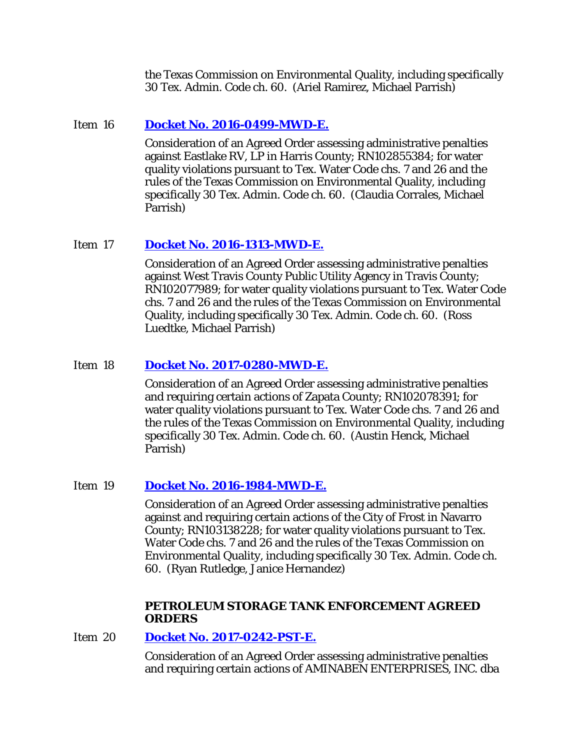the Texas Commission on Environmental Quality, including specifically 30 Tex. Admin. Code ch. 60. (Ariel Ramirez, Michael Parrish)

Item 16 **Docket No. 2016-0499-MWD-E.**

Consideration of an Agreed Order assessing administrative penalties against Eastlake RV, LP in Harris County; RN102855384; for water quality violations pursuant to Tex. Water Code chs. 7 and 26 and the rules of the Texas Commission on Environmental Quality, including specifically 30 Tex. Admin. Code ch. 60. (Claudia Corrales, Michael Parrish)

Item 17 **Docket No. 2016-1313-MWD-E.**

Consideration of an Agreed Order assessing administrative penalties against West Travis County Public Utility Agency in Travis County; RN102077989; for water quality violations pursuant to Tex. Water Code chs. 7 and 26 and the rules of the Texas Commission on Environmental Quality, including specifically 30 Tex. Admin. Code ch. 60. (Ross Luedtke, Michael Parrish)

Item 18 **Docket No. 2017-0280-MWD-E.**

Consideration of an Agreed Order assessing administrative penalties and requiring certain actions of Zapata County; RN102078391; for water quality violations pursuant to Tex. Water Code chs. 7 and 26 and the rules of the Texas Commission on Environmental Quality, including specifically 30 Tex. Admin. Code ch. 60. (Austin Henck, Michael Parrish)

Item 19 **Docket No. 2016-1984-MWD-E.**

Consideration of an Agreed Order assessing administrative penalties against and requiring certain actions of the City of Frost in Navarro County; RN103138228; for water quality violations pursuant to Tex. Water Code chs. 7 and 26 and the rules of the Texas Commission on Environmental Quality, including specifically 30 Tex. Admin. Code ch. 60. (Ryan Rutledge, Janice Hernandez)

**PETROLEUM STORAGE TANK ENFORCEMENT AGREED ORDERS**

Item 20 **Docket No. 2017-0242-PST-E.**

Consideration of an Agreed Order assessing administrative penalties and requiring certain actions of AMINABEN ENTERPRISES, INC. dba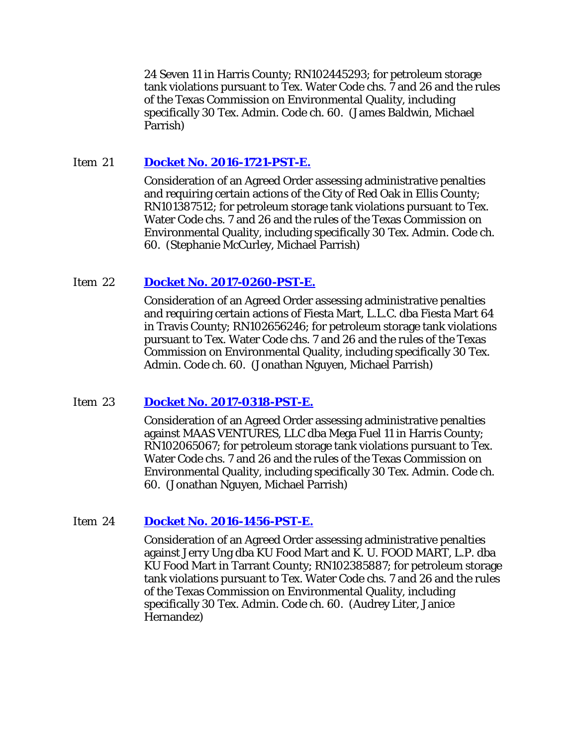24 Seven 11 in Harris County; RN102445293; for petroleum storage tank violations pursuant to Tex. Water Code chs. 7 and 26 and the rules of the Texas Commission on Environmental Quality, including specifically 30 Tex. Admin. Code ch. 60. (James Baldwin, Michael Parrish)

Item 21 **Docket No. 2016-1721-PST-E.**

Consideration of an Agreed Order assessing administrative penalties and requiring certain actions of the City of Red Oak in Ellis County; RN101387512; for petroleum storage tank violations pursuant to Tex. Water Code chs. 7 and 26 and the rules of the Texas Commission on Environmental Quality, including specifically 30 Tex. Admin. Code ch. 60. (Stephanie McCurley, Michael Parrish)

Item 22 **Docket No. 2017-0260-PST-E.**

Consideration of an Agreed Order assessing administrative penalties and requiring certain actions of Fiesta Mart, L.L.C. dba Fiesta Mart 64 in Travis County; RN102656246; for petroleum storage tank violations pursuant to Tex. Water Code chs. 7 and 26 and the rules of the Texas Commission on Environmental Quality, including specifically 30 Tex. Admin. Code ch. 60. (Jonathan Nguyen, Michael Parrish)

Item 23 **Docket No. 2017-0318-PST-E.**

Consideration of an Agreed Order assessing administrative penalties against MAAS VENTURES, LLC dba Mega Fuel 11 in Harris County; RN102065067; for petroleum storage tank violations pursuant to Tex. Water Code chs. 7 and 26 and the rules of the Texas Commission on Environmental Quality, including specifically 30 Tex. Admin. Code ch. 60. (Jonathan Nguyen, Michael Parrish)

Item 24 **Docket No. 2016-1456-PST-E.**

Consideration of an Agreed Order assessing administrative penalties against Jerry Ung dba KU Food Mart and K. U. FOOD MART, L.P. dba KU Food Mart in Tarrant County; RN102385887; for petroleum storage tank violations pursuant to Tex. Water Code chs. 7 and 26 and the rules of the Texas Commission on Environmental Quality, including specifically 30 Tex. Admin. Code ch. 60. (Audrey Liter, Janice Hernandez)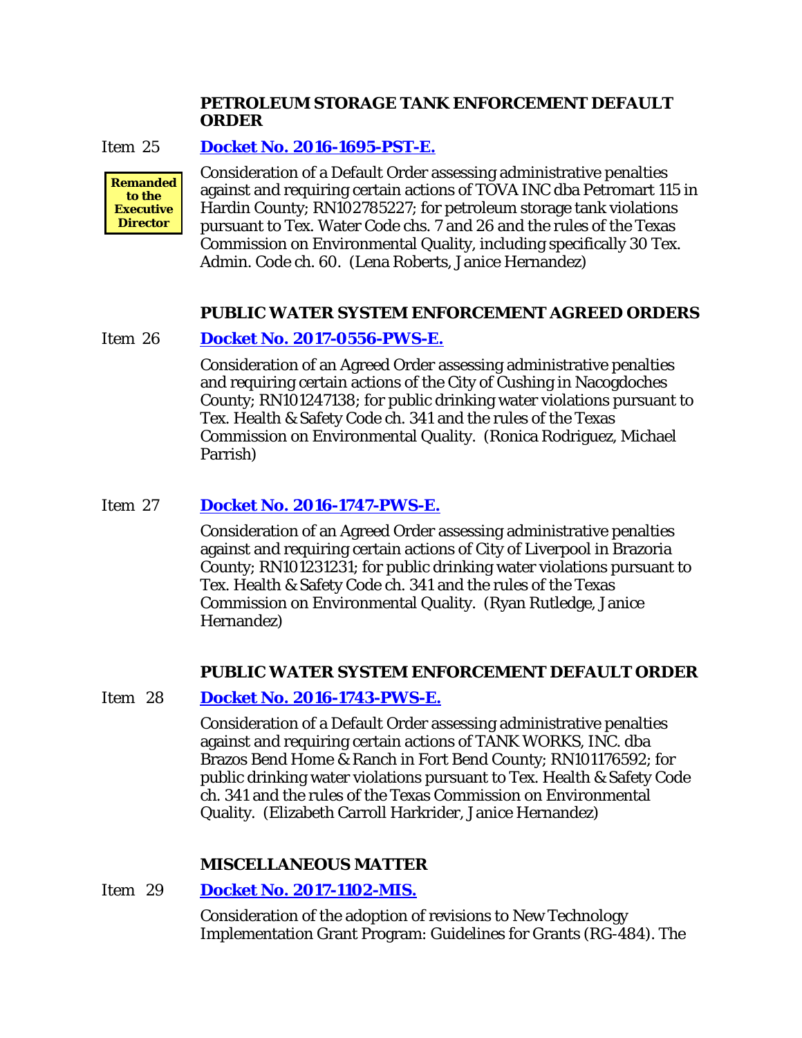### PETROLEUM STORAGE TANK ENFORCEMENT DEFAULT ORDER

Item 25 **Docket No. 2016-1695-PST-E.**

**Remanded to the Executive Director**

Consideration of a Default Order assessing administrative penalties against and requiring certain actions of TOVA INC dba Petromart 115 in Hardin County; RN102785227; for petroleum storage tank violations pursuant to Tex. Water Code chs. 7 and 26 and the rules of the Texas Commission on Environmental Quality, including specifically 30 Tex. Admin. Code ch. 60. (Lena Roberts, Janice Hernandez)

### PUBLIC WATER SYSTEM ENFORCEMENT AGREED ORDERS

Item 26 **Docket No. 2017-0556-PWS-E.**

Consideration of an Agreed Order assessing administrative penalties and requiring certain actions of the City of Cushing in Nacogdoches County; RN101247138; for public drinking water violations pursuant to Tex. Health & Safety Code ch. 341 and the rules of the Texas Commission on Environmental Quality. (Ronica Rodriguez, Michael Parrish)

Item 27 **Docket No. 2016-1747-PWS-E.**

Consideration of an Agreed Order assessing administrative penalties against and requiring certain actions of City of Liverpool in Brazoria County; RN101231231; for public drinking water violations pursuant to Tex. Health & Safety Code ch. 341 and the rules of the Texas Commission on Environmental Quality. (Ryan Rutledge, Janice Hernandez)

### PUBLIC WATER SYSTEM ENFORCEMENT DEFAULT ORDER

Item 28 **Docket No. 2016-1743-PWS-E.**

Consideration of a Default Order assessing administrative penalties against and requiring certain actions of TANK WORKS, INC. dba Brazos Bend Home & Ranch in Fort Bend County; RN101176592; for public drinking water violations pursuant to Tex. Health & Safety Code ch. 341 and the rules of the Texas Commission on Environmental Quality. (Elizabeth Carroll Harkrider, Janice Hernandez)

### MISCELLANEOUS MATTER

Item 29 **Docket No. 2017-1102-MIS.**

Consideration of the adoption of revisions to New Technology Implementation Grant Program: Guidelines for Grants (RG-484). The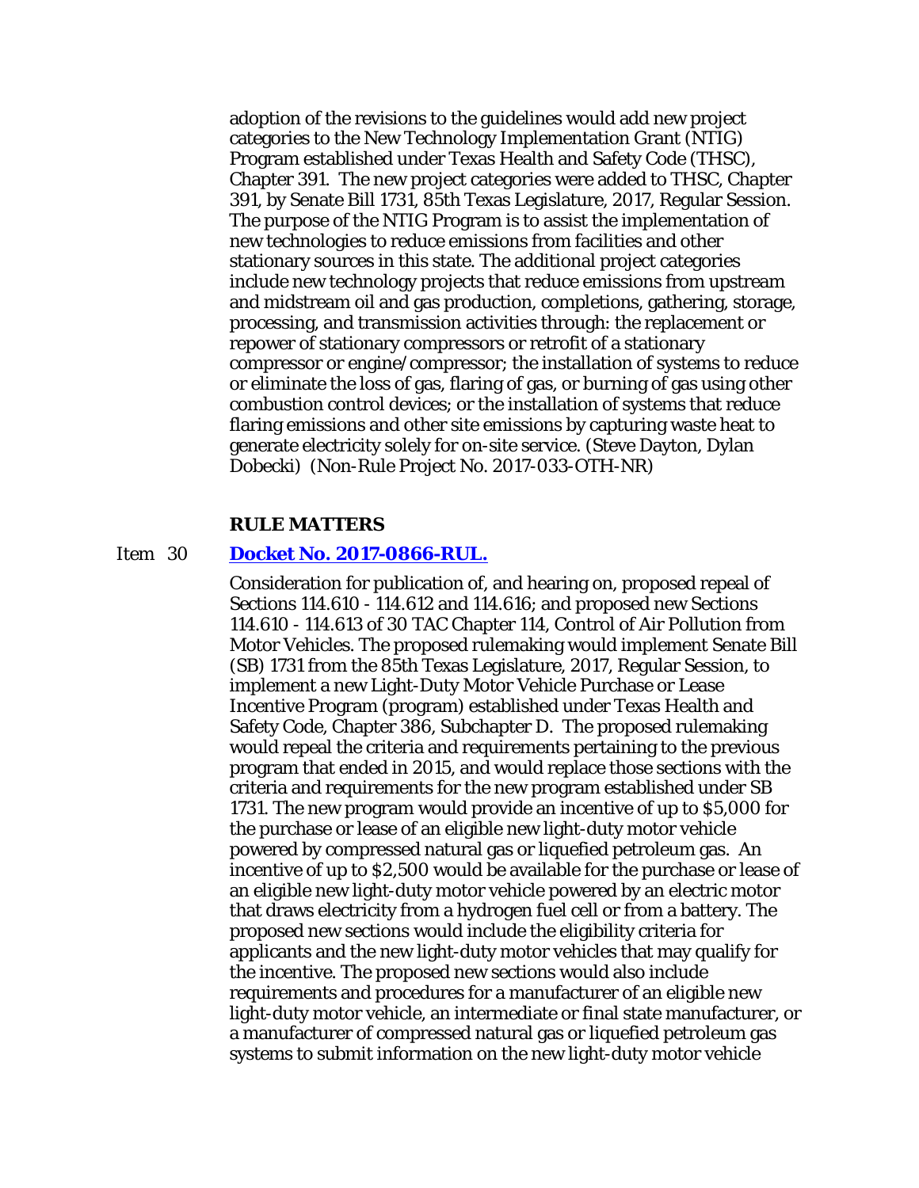adoption of the revisions to the guidelines would add new project categories to the New Technology Implementation Grant (NTIG) Program established under Texas Health and Safety Code (THSC), Chapter 391. The new project categories were added to THSC, Chapter 391, by Senate Bill 1731, 85th Texas Legislature, 2017, Regular Session. The purpose of the NTIG Program is to assist the implementation of new technologies to reduce emissions from facilities and other stationary sources in this state. The additional project categories include new technology projects that reduce emissions from upstream and midstream oil and gas production, completions, gathering, storage, processing, and transmission activities through: the replacement or repower of stationary compressors or retrofit of a stationary compressor or engine/compressor; the installation of systems to reduce or eliminate the loss of gas, flaring of gas, or burning of gas using other combustion control devices; or the installation of systems that reduce flaring emissions and other site emissions by capturing waste heat to generate electricity solely for on-site service. (Steve Dayton, Dylan Dobecki) (Non-Rule Project No. 2017-033-OTH-NR)

## RULE MATTERS

Item 30 **Docket No. 2017-0866-RUL.**

Consideration for publication of, and hearing on, proposed repeal of Sections 114.610 - 114.612 and 114.616; and proposed new Sections 114.610 - 114.613 of 30 TAC Chapter 114, Control of Air Pollution from Motor Vehicles. The proposed rulemaking would implement Senate Bill (SB) 1731 from the 85th Texas Legislature, 2017, Regular Session, to implement a new Light-Duty Motor Vehicle Purchase or Lease Incentive Program (program) established under Texas Health and Safety Code, Chapter 386, Subchapter D. The proposed rulemaking would repeal the criteria and requirements pertaining to the previous program that ended in 2015, and would replace those sections with the criteria and requirements for the new program established under SB 1731. The new program would provide an incentive of up to $5,000 for the purchase or lease of an eligible new light-duty motor vehicle powered by compressed natural gas or liquefied petroleum gas. An incentive of up to $2,500 would be available for the purchase or lease of an eligible new light-duty motor vehicle powered by an electric motor that draws electricity from a hydrogen fuel cell or from a battery. The proposed new sections would include the eligibility criteria for applicants and the new light-duty motor vehicles that may qualify for the incentive. The proposed new sections would also include requirements and procedures for a manufacturer of an eligible new light-duty motor vehicle, an intermediate or final state manufacturer, or a manufacturer of compressed natural gas or liquefied petroleum gas systems to submit information on the new light-duty motor vehicle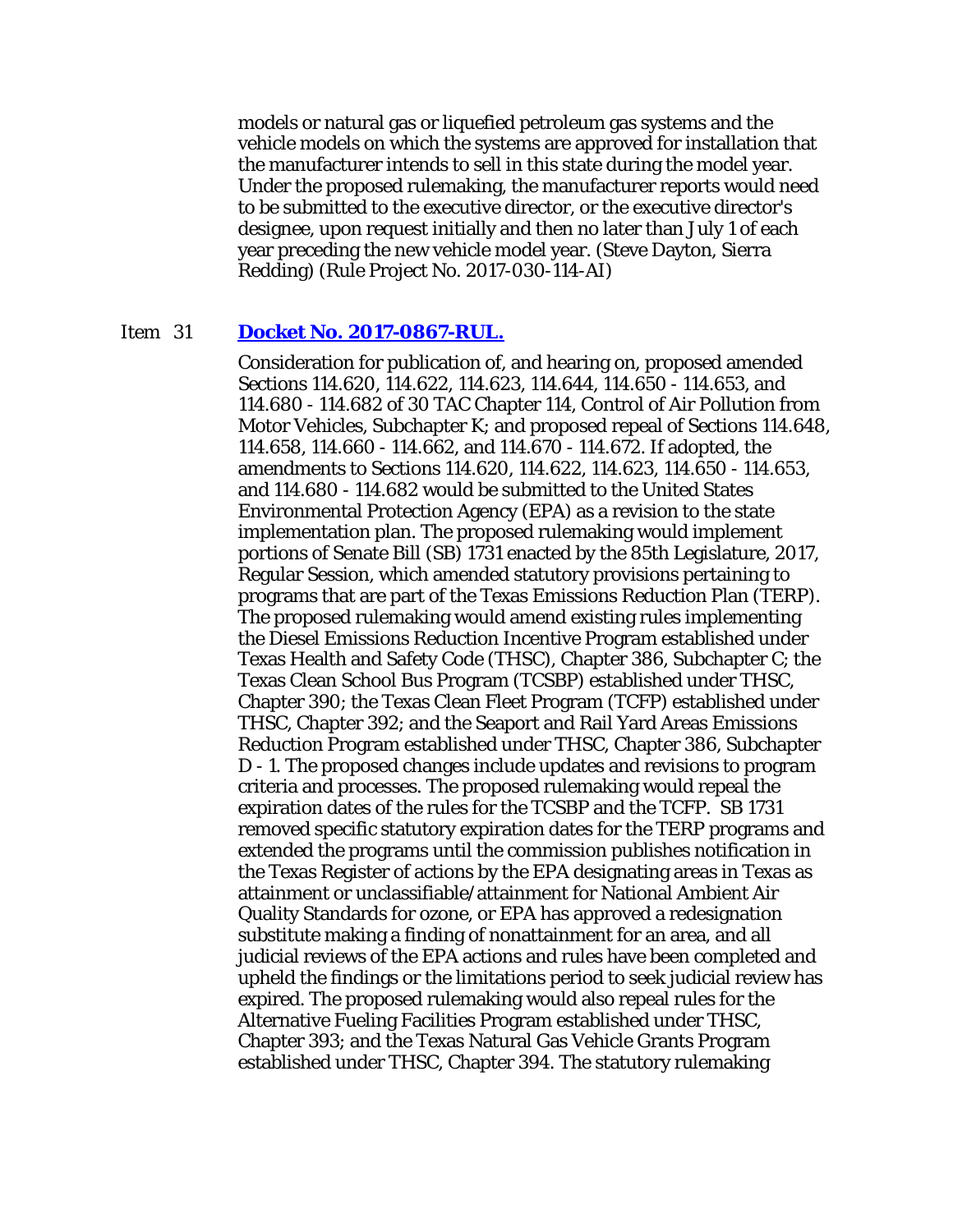models or natural gas or liquefied petroleum gas systems and the vehicle models on which the systems are approved for installation that the manufacturer intends to sell in this state during the model year. Under the proposed rulemaking, the manufacturer reports would need to be submitted to the executive director, or the executive director's designee, upon request initially and then no later than July 1 of each year preceding the new vehicle model year. (Steve Dayton, Sierra Redding) (Rule Project No. 2017-030-114-AI)

Item 31 **Docket No. 2017-0867-RUL.**

Consideration for publication of, and hearing on, proposed amended Sections 114.620, 114.622, 114.623, 114.644, 114.650 - 114.653, and 114.680 - 114.682 of 30 TAC Chapter 114, Control of Air Pollution from Motor Vehicles, Subchapter K; and proposed repeal of Sections 114.648, 114.658, 114.660 - 114.662, and 114.670 - 114.672. If adopted, the amendments to Sections 114.620, 114.622, 114.623, 114.650 - 114.653, and 114.680 - 114.682 would be submitted to the United States Environmental Protection Agency (EPA) as a revision to the state implementation plan. The proposed rulemaking would implement portions of Senate Bill (SB) 1731 enacted by the 85th Legislature, 2017, Regular Session, which amended statutory provisions pertaining to programs that are part of the Texas Emissions Reduction Plan (TERP). The proposed rulemaking would amend existing rules implementing the Diesel Emissions Reduction Incentive Program established under Texas Health and Safety Code (THSC), Chapter 386, Subchapter C; the Texas Clean School Bus Program (TCSBP) established under THSC, Chapter 390; the Texas Clean Fleet Program (TCFP) established under THSC, Chapter 392; and the Seaport and Rail Yard Areas Emissions Reduction Program established under THSC, Chapter 386, Subchapter D - 1. The proposed changes include updates and revisions to program criteria and processes. The proposed rulemaking would repeal the expiration dates of the rules for the TCSBP and the TCFP. SB 1731 removed specific statutory expiration dates for the TERP programs and extended the programs until the commission publishes notification in the Texas Register of actions by the EPA designating areas in Texas as attainment or unclassifiable/attainment for National Ambient Air Quality Standards for ozone, or EPA has approved a redesignation substitute making a finding of nonattainment for an area, and all judicial reviews of the EPA actions and rules have been completed and upheld the findings or the limitations period to seek judicial review has expired. The proposed rulemaking would also repeal rules for the Alternative Fueling Facilities Program established under THSC, Chapter 393; and the Texas Natural Gas Vehicle Grants Program established under THSC, Chapter 394. The statutory rulemaking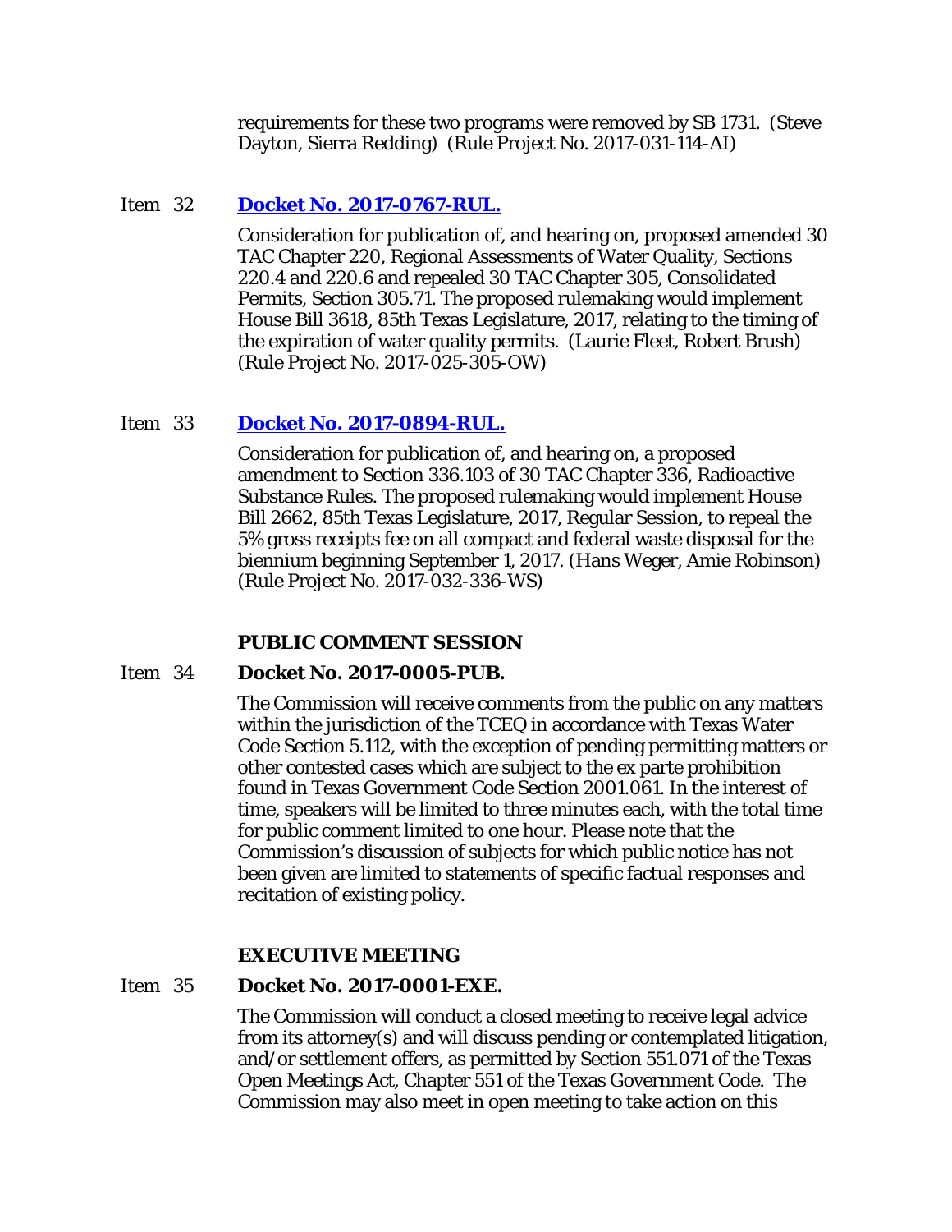requirements for these two programs were removed by SB 1731. (Steve Dayton, Sierra Redding) (Rule Project No. 2017-031-114-AI)

Item 32 **Docket No. 2017-0767-RUL.**

Consideration for publication of, and hearing on, proposed amended 30 TAC Chapter 220, Regional Assessments of Water Quality, Sections 220.4 and 220.6 and repealed 30 TAC Chapter 305, Consolidated Permits, Section 305.71. The proposed rulemaking would implement House Bill 3618, 85th Texas Legislature, 2017, relating to the timing of the expiration of water quality permits. (Laurie Fleet, Robert Brush) (Rule Project No. 2017-025-305-OW)

Item 33 **Docket No. 2017-0894-RUL.**

Consideration for publication of, and hearing on, a proposed amendment to Section 336.103 of 30 TAC Chapter 336, Radioactive Substance Rules. The proposed rulemaking would implement House Bill 2662, 85th Texas Legislature, 2017, Regular Session, to repeal the 5% gross receipts fee on all compact and federal waste disposal for the biennium beginning September 1, 2017. (Hans Weger, Amie Robinson) (Rule Project No. 2017-032-336-WS)

**PUBLIC COMMENT SESSION**

Item 34 **Docket No. 2017-0005-PUB.**

The Commission will receive comments from the public on any matters within the jurisdiction of the TCEQ in accordance with Texas Water Code Section 5.112, with the exception of pending permitting matters or other contested cases which are subject to the ex parte prohibition found in Texas Government Code Section 2001.061. In the interest of time, speakers will be limited to three minutes each, with the total time for public comment limited to one hour. Please note that the Commission's discussion of subjects for which public notice has not been given are limited to statements of specific factual responses and recitation of existing policy.

**EXECUTIVE MEETING**

Item 35 **Docket No. 2017-0001-EXE.**

The Commission will conduct a closed meeting to receive legal advice from its attorney(s) and will discuss pending or contemplated litigation, and/or settlement offers, as permitted by Section 551.071 of the Texas Open Meetings Act, Chapter 551 of the Texas Government Code. The Commission may also meet in open meeting to take action on this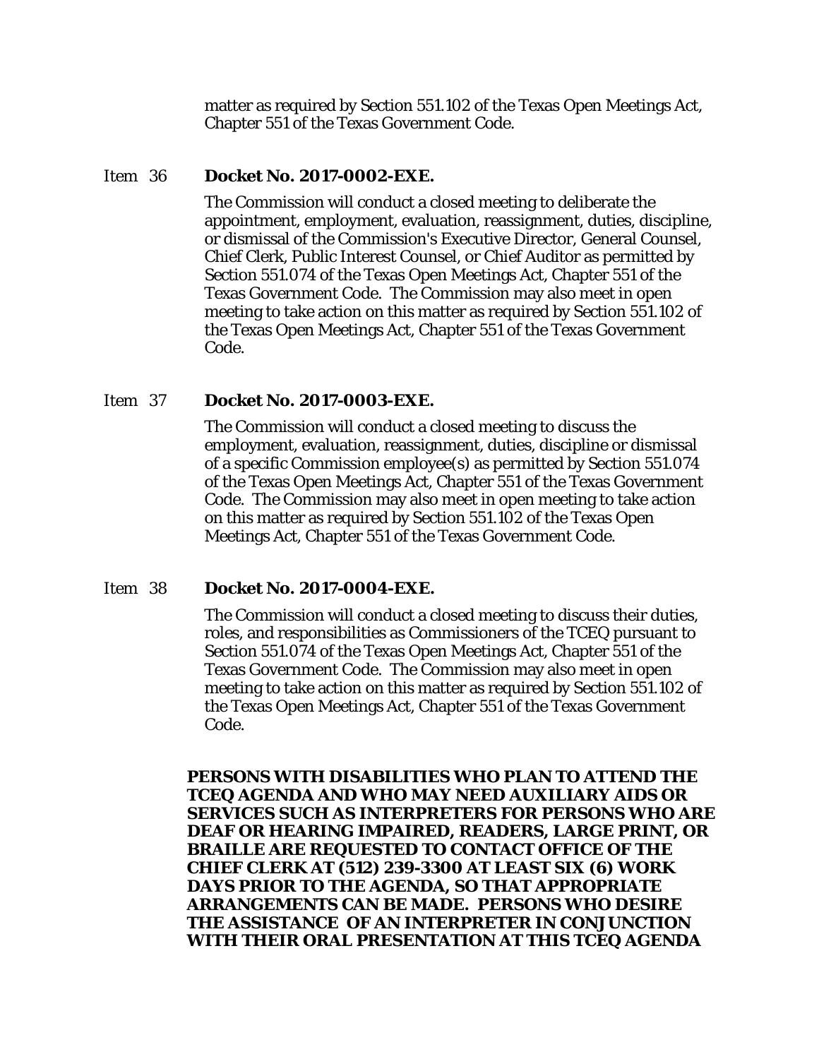matter as required by Section 551.102 of the Texas Open Meetings Act, Chapter 551 of the Texas Government Code.

Item 36 **Docket No. 2017-0002-EXE.**

The Commission will conduct a closed meeting to deliberate the appointment, employment, evaluation, reassignment, duties, discipline, or dismissal of the Commission's Executive Director, General Counsel, Chief Clerk, Public Interest Counsel, or Chief Auditor as permitted by Section 551.074 of the Texas Open Meetings Act, Chapter 551 of the Texas Government Code. The Commission may also meet in open meeting to take action on this matter as required by Section 551.102 of the Texas Open Meetings Act, Chapter 551 of the Texas Government Code.

Item 37 **Docket No. 2017-0003-EXE.**

The Commission will conduct a closed meeting to discuss the employment, evaluation, reassignment, duties, discipline or dismissal of a specific Commission employee(s) as permitted by Section 551.074 of the Texas Open Meetings Act, Chapter 551 of the Texas Government Code. The Commission may also meet in open meeting to take action on this matter as required by Section 551.102 of the Texas Open Meetings Act, Chapter 551 of the Texas Government Code.

Item 38 **Docket No. 2017-0004-EXE.**

The Commission will conduct a closed meeting to discuss their duties, roles, and responsibilities as Commissioners of the TCEQ pursuant to Section 551.074 of the Texas Open Meetings Act, Chapter 551 of the Texas Government Code. The Commission may also meet in open meeting to take action on this matter as required by Section 551.102 of the Texas Open Meetings Act, Chapter 551 of the Texas Government Code.

**PERSONS WITH DISABILITIES WHO PLAN TO ATTEND THE TCEQ AGENDA AND WHO MAY NEED AUXILIARY AIDS OR SERVICES SUCH AS INTERPRETERS FOR PERSONS WHO ARE DEAF OR HEARING IMPAIRED, READERS, LARGE PRINT, OR BRAILLE ARE REQUESTED TO CONTACT OFFICE OF THE CHIEF CLERK AT (512) 239-3300 AT LEAST SIX (6) WORK DAYS PRIOR TO THE AGENDA, SO THAT APPROPRIATE ARRANGEMENTS CAN BE MADE. PERSONS WHO DESIRE THE ASSISTANCE OF AN INTERPRETER IN CONJUNCTION WITH THEIR ORAL PRESENTATION AT THIS TCEQ AGENDA**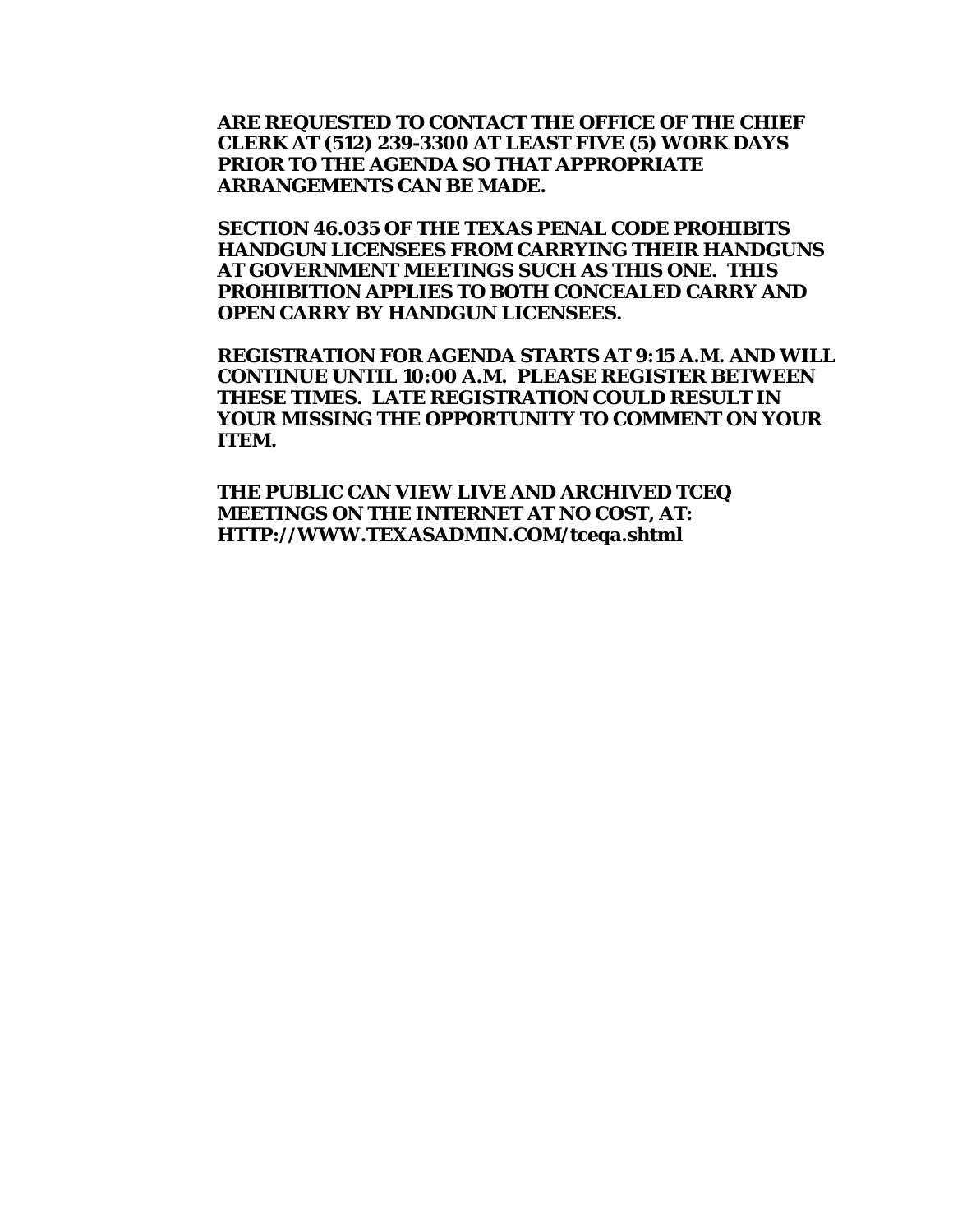**ARE REQUESTED TO CONTACT THE OFFICE OF THE CHIEF CLERK AT (512) 239-3300 AT LEAST FIVE (5) WORK DAYS PRIOR TO THE AGENDA SO THAT APPROPRIATE ARRANGEMENTS CAN BE MADE.**

**SECTION 46.035 OF THE TEXAS PENAL CODE PROHIBITS HANDGUN LICENSEES FROM CARRYING THEIR HANDGUNS AT GOVERNMENT MEETINGS SUCH AS THIS ONE. THIS PROHIBITION APPLIES TO BOTH CONCEALED CARRY AND OPEN CARRY BY HANDGUN LICENSEES.**

**REGISTRATION FOR AGENDA STARTS AT 9:15 A.M. AND WILL CONTINUE UNTIL 10:00 A.M. PLEASE REGISTER BETWEEN THESE TIMES. LATE REGISTRATION COULD RESULT IN YOUR MISSING THE OPPORTUNITY TO COMMENT ON YOUR ITEM.**

**THE PUBLIC CAN VIEW LIVE AND ARCHIVED TCEQ MEETINGS ON THE INTERNET AT NO COST, AT: HTTP://WWW.TEXASADMIN.COM/tceqa.shtml**